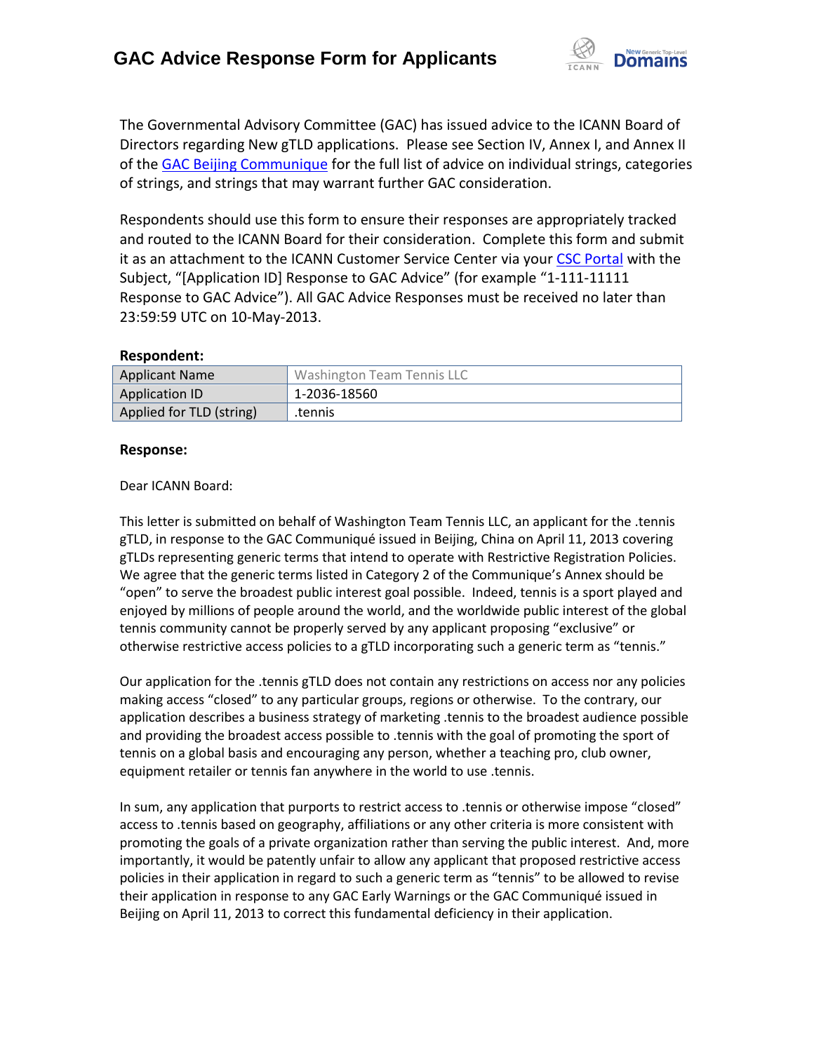# GAC Advice Response Form for Applicants

The Governmental Advisory Committee (GAC) has issued advice to the ICANN Board of Directors regarding New gTLD applications. Please see Section IV, Annex I, and Annex II of the GAC Beijing Communique for the full list of advice on individual strings, categories of strings, and strings that may warrant further GAC consideration.

Respondents should use this form to ensure their responses are appropriately tracked and routed to the ICANN Board for their consideration. Complete this form and submit it as an attachment to the ICANN Customer Service Center via your CSC Portal with the Subject, "[Application ID] Response to GAC Advice" (for example "1-111-11111 Response to GAC Advice"). All GAC Advice Responses must be received no later than 23:59:59 UTC on 10-May-2013.

**Respondent:**

| Applicant Name | Washington Team Tennis LLC |
|---|---|
| Application ID | 1-2036-18560 |
| Applied for TLD (string) | .tennis |

**Response:**

Dear ICANN Board:

This letter is submitted on behalf of Washington Team Tennis LLC, an applicant for the .tennis gTLD, in response to the GAC Communiqué issued in Beijing, China on April 11, 2013 covering gTLDs representing generic terms that intend to operate with Restrictive Registration Policies. We agree that the generic terms listed in Category 2 of the Communiqué's Annex should be "open" to serve the broadest public interest goal possible. Indeed, tennis is a sport played and enjoyed by millions of people around the world, and the worldwide public interest of the global tennis community cannot be properly served by any applicant proposing "exclusive" or otherwise restrictive access policies to a gTLD incorporating such a generic term as "tennis."

Our application for the .tennis gTLD does not contain any restrictions on access nor any policies making access "closed" to any particular groups, regions or otherwise. To the contrary, our application describes a business strategy of marketing .tennis to the broadest audience possible and providing the broadest access possible to .tennis with the goal of promoting the sport of tennis on a global basis and encouraging any person, whether a teaching pro, club owner, equipment retailer or tennis fan anywhere in the world to use .tennis.

In sum, any application that purports to restrict access to .tennis or otherwise impose "closed" access to .tennis based on geography, affiliations or any other criteria is more consistent with promoting the goals of a private organization rather than serving the public interest. And, more importantly, it would be patently unfair to allow any applicant that proposed restrictive access policies in their application in regard to such a generic term as "tennis" to be allowed to revise their application in response to any GAC Early Warnings or the GAC Communiqué issued in Beijing on April 11, 2013 to correct this fundamental deficiency in their application.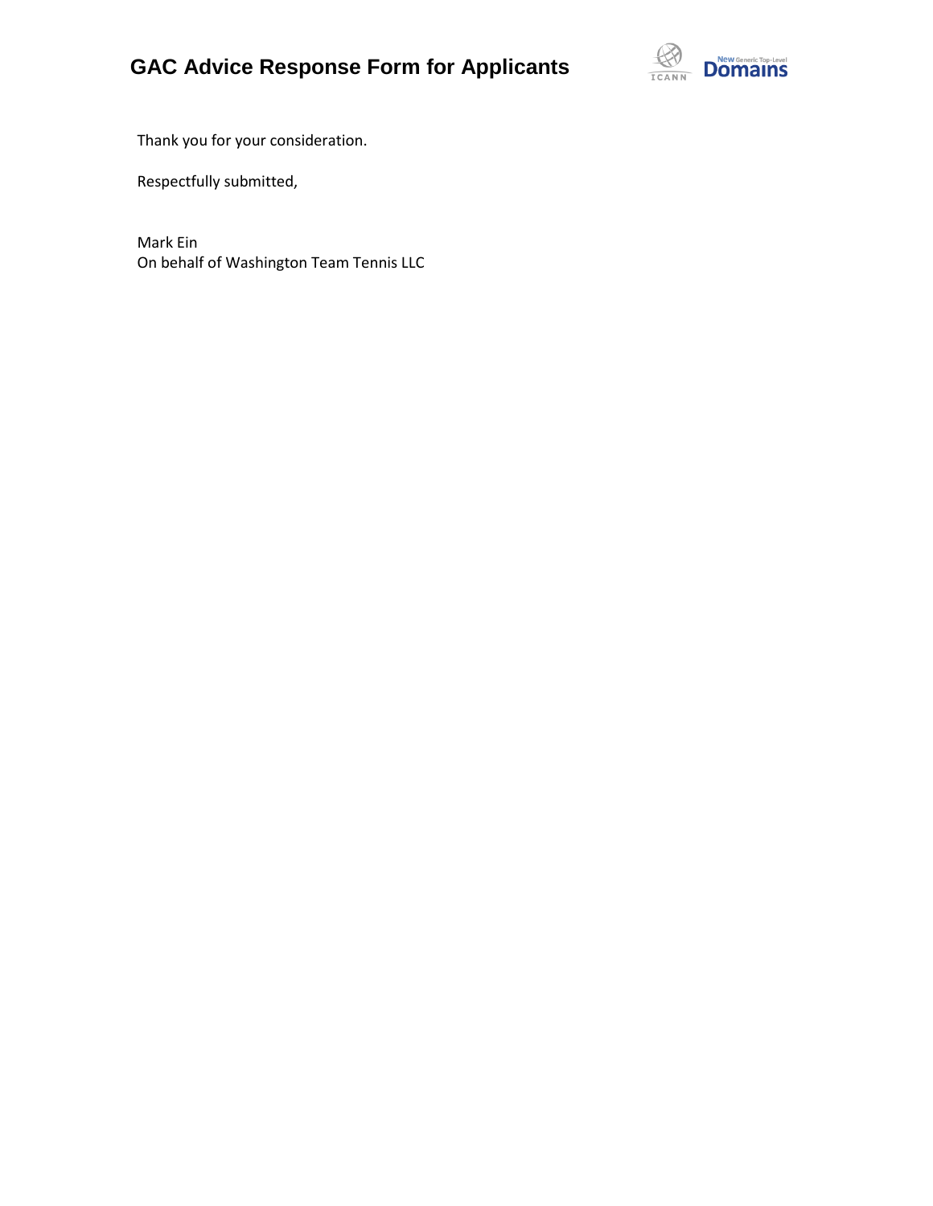Thank you for your consideration.

Respectfully submitted,

Mark Ein
On behalf of Washington Team Tennis LLC